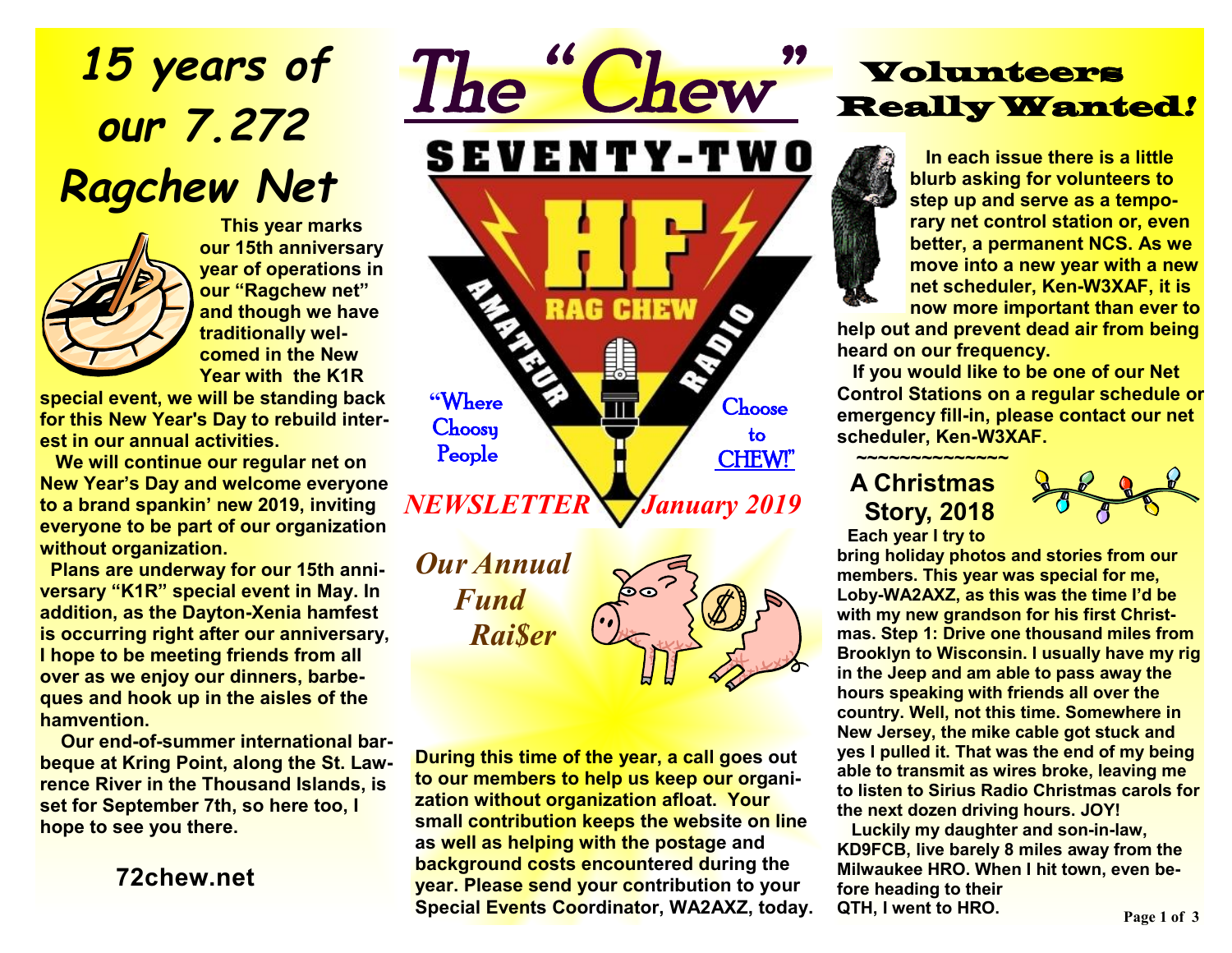# The "Chew"

SEVENTY-TWO

HF RAG CHEW AMATEUR RADIO

"Where Choosy People Choose to CHEW!"

*NEWSLETTER* *January 2019*

## 15 years of our 7.272 Ragchew Net

**This year marks our 15th anniversary year of operations in our "Ragchew net" and though we have traditionally welcomed in the New Year with the K1R special event, we will be standing back for this New Year's Day to rebuild interest in our annual activities.**

**We will continue our regular net on New Year's Day and welcome everyone to a brand spankin' new 2019, inviting everyone to be part of our organization without organization.**

**Plans are underway for our 15th anniversary "K1R" special event in May. In addition, as the Dayton-Xenia hamfest is occurring right after our anniversary, I hope to be meeting friends from all over as we enjoy our dinners, barbeques and hook up in the aisles of the hamvention.**

**Our end-of-summer international barbeque at Kring Point, along the St. Lawrence River in the Thousand Islands, is set for September 7th, so here too, I hope to see you there.**

**72chew.net**

## *Our Annual Fund Rai$er*

**During this time of the year, a call goes out to our members to help us keep our organization without organization afloat. Your small contribution keeps the website on line as well as helping with the postage and background costs encountered during the year. Please send your contribution to your Special Events Coordinator, WA2AXZ, today.**

## Volunteers Really Wanted!

**In each issue there is a little blurb asking for volunteers to step up and serve as a temporary net control station or, even better, a permanent NCS. As we move into a new year with a new net scheduler, Ken-W3XAF, it is now more important than ever to help out and prevent dead air from being heard on our frequency.**

**If you would like to be one of our Net Control Stations on a regular schedule or emergency fill-in, please contact our net scheduler, Ken-W3XAF.**

~~~~~~~~~~~~~~

## A Christmas Story, 2018

**Each year I try to bring holiday photos and stories from our members. This year was special for me, Loby-WA2AXZ, as this was the time I'd be with my new grandson for his first Christmas. Step 1: Drive one thousand miles from Brooklyn to Wisconsin. I usually have my rig in the Jeep and am able to pass away the hours speaking with friends all over the country. Well, not this time. Somewhere in New Jersey, the mike cable got stuck and yes I pulled it. That was the end of my being able to transmit as wires broke, leaving me to listen to Sirius Radio Christmas carols for the next dozen driving hours. JOY!**

**Luckily my daughter and son-in-law, KD9FCB, live barely 8 miles away from the Milwaukee HRO. When I hit town, even before heading to their QTH, I went to HRO.**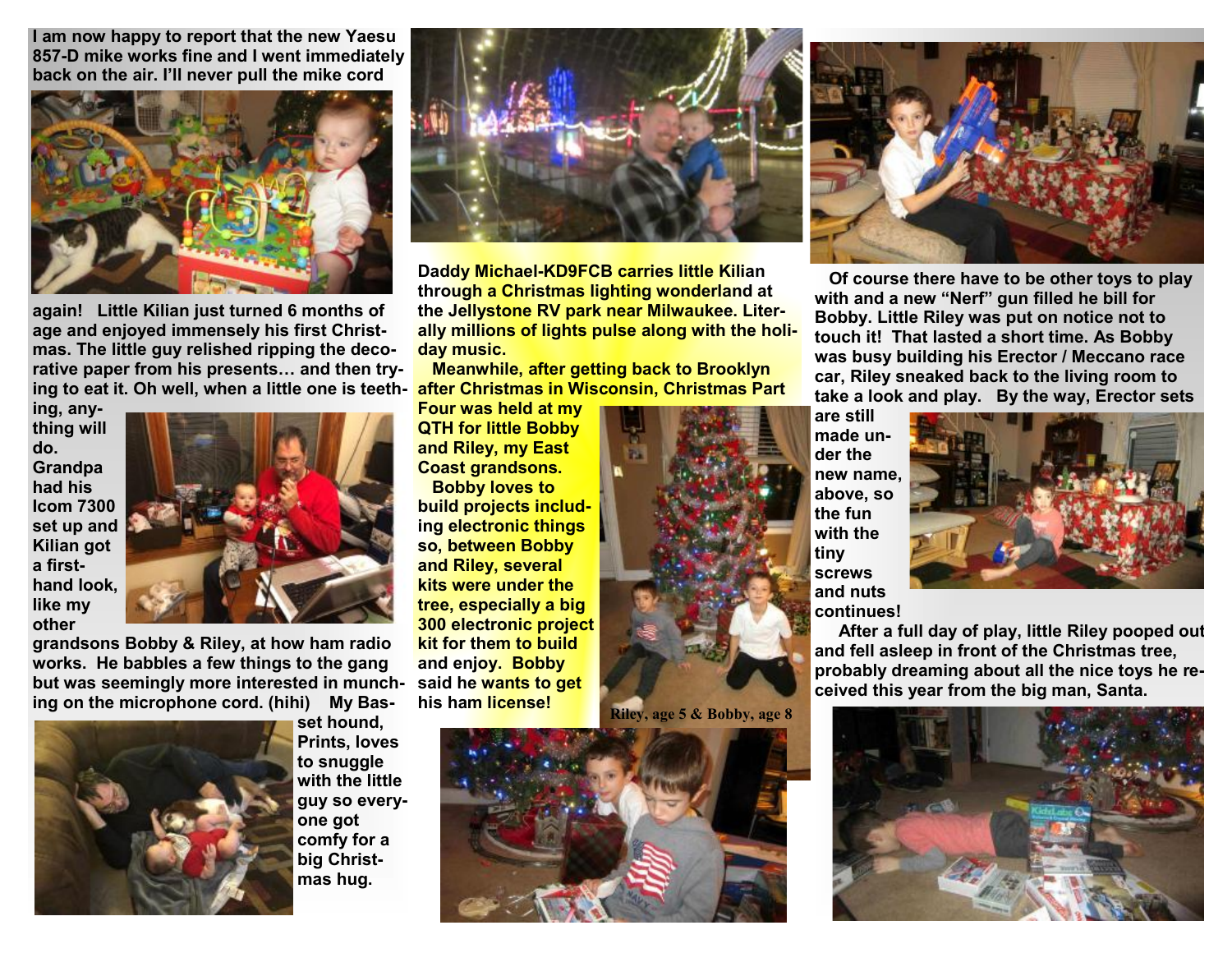I am now happy to report that the new Yaesu 857-D mike works fine and I went immediately back on the air. I'll never pull the mike cord again! Little Kilian just turned 6 months of age and enjoyed immensely his first Christmas. The little guy relished ripping the decorative paper from his presents… and then trying to eat it. Oh well, when a little one is teething, anything will do. Grandpa had his Icom 7300 set up and Kilian got a first-hand look, like my other grandsons Bobby & Riley, at how ham radio works. He babbles a few things to the gang but was seemingly more interested in munching on the microphone cord. (hihi) My Basset hound, Prints, loves to snuggle with the little guy so everyone got comfy for a big Christmas hug.

Daddy Michael-KD9FCB carries little Kilian through a Christmas lighting wonderland at the Jellystone RV park near Milwaukee. Literally millions of lights pulse along with the holiday music.

Meanwhile, after getting back to Brooklyn after Christmas in Wisconsin, Christmas Part Four was held at my QTH for little Bobby and Riley, my East Coast grandsons.

Bobby loves to build projects including electronic things so, between Bobby and Riley, several kits were under the tree, especially a big 300 electronic project kit for them to build and enjoy. Bobby said he wants to get his ham license!

Riley, age 5 & Bobby, age 8

Of course there have to be other toys to play with and a new "Nerf" gun filled he bill for Bobby. Little Riley was put on notice not to touch it! That lasted a short time. As Bobby was busy building his Erector / Meccano race car, Riley sneaked back to the living room to take a look and play. By the way, Erector sets are still made under the new name, above, so the fun with the tiny screws and nuts continues!

After a full day of play, little Riley pooped out and fell asleep in front of the Christmas tree, probably dreaming about all the nice toys he received this year from the big man, Santa.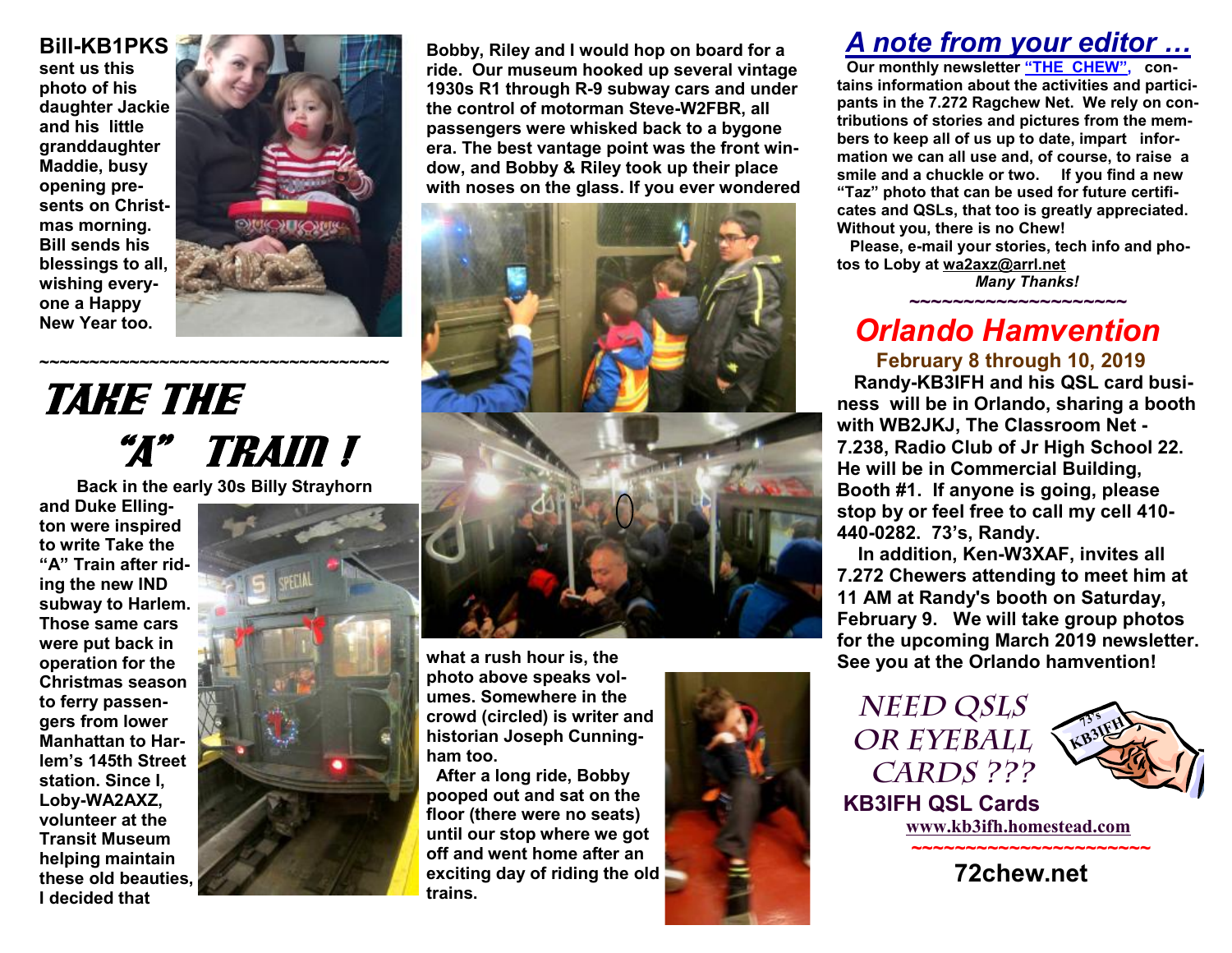**Bill-KB1PKS** sent us this photo of his daughter Jackie and his little granddaughter Maddie, busy opening presents on Christmas morning. Bill sends his blessings to all, wishing everyone a Happy New Year too.

~~~~~~~~~~~~~~~~~~~~~~~~~~~~~~~~~~~~

# TAKE THE "A" TRAIN !

Back in the early 30s Billy Strayhorn and Duke Ellington were inspired to write Take the "A" Train after riding the new IND subway to Harlem. Those same cars were put back in operation for the Christmas season to ferry passengers from lower Manhattan to Harlem's 145th Street station. Since I, Loby-WA2AXZ, volunteer at the Transit Museum helping maintain these old beauties, I decided that Bobby, Riley and I would hop on board for a ride. Our museum hooked up several vintage 1930s R1 through R-9 subway cars and under the control of motorman Steve-W2FBR, all passengers were whisked back to a bygone era. The best vantage point was the front window, and Bobby & Riley took up their place with noses on the glass. If you ever wondered what a rush hour is, the photo above speaks volumes. Somewhere in the crowd (circled) is writer and historian Joseph Cunningham too.

After a long ride, Bobby pooped out and sat on the floor (there were no seats) until our stop where we got off and went home after an exciting day of riding the old trains.

## *A note from your editor …*

Our monthly newsletter **"THE CHEW"**, contains information about the activities and participants in the 7.272 Ragchew Net. We rely on contributions of stories and pictures from the members to keep all of us up to date, impart information we can all use and, of course, to raise a smile and a chuckle or two. If you find a new "Taz" photo that can be used for future certificates and QSLs, that too is greatly appreciated. Without you, there is no Chew!

Please, e-mail your stories, tech info and photos to Loby at wa2axz@arrl.net

*Many Thanks!*

~~~~~~~~~~~~~~~~~~~~~

## *Orlando Hamvention*

**February 8 through 10, 2019**

Randy-KB3IFH and his QSL card business will be in Orlando, sharing a booth with WB2JKJ, The Classroom Net - 7.238, Radio Club of Jr High School 22. He will be in Commercial Building, Booth #1. If anyone is going, please stop by or feel free to call my cell 410-440-0282. 73's, Randy.

In addition, Ken-W3XAF, invites all 7.272 Chewers attending to meet him at 11 AM at Randy's booth on Saturday, February 9. We will take group photos for the upcoming March 2019 newsletter. See you at the Orlando hamvention!

*NEED QSLS OR EYEBALL CARDS ???*

**KB3IFH QSL Cards**

www.kb3ifh.homestead.com

~~~~~~~~~~~~~~~~~~~~~~~

**72chew.net**